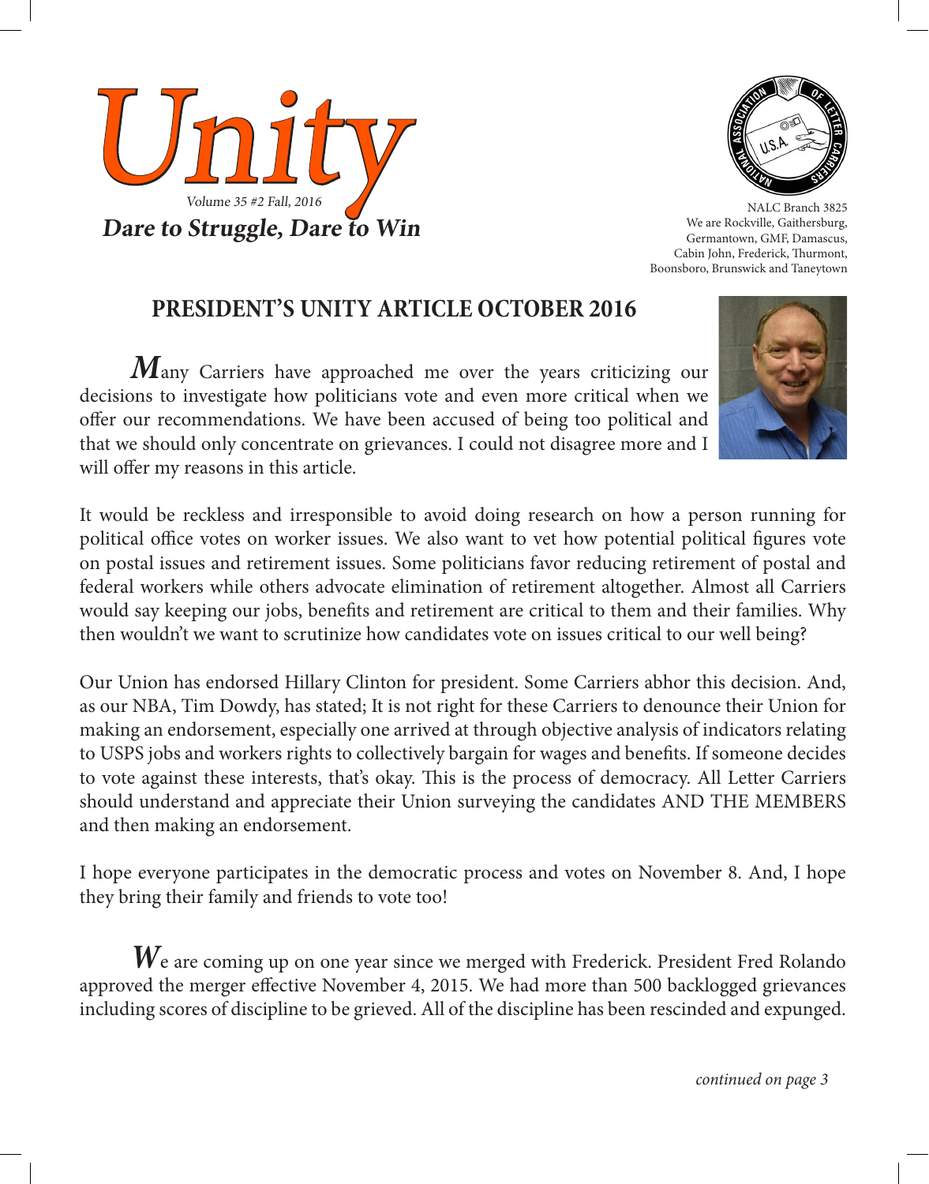# Unity

*Volume 35 #2 Fall, 2016*

***Dare to Struggle, Dare to Win***

NALC Branch 3825
We are Rockville, Gaithersburg, Germantown, GMF, Damascus, Cabin John, Frederick, Thurmont, Boonsboro, Brunswick and Taneytown

## PRESIDENT'S UNITY ARTICLE OCTOBER 2016

***M***any Carriers have approached me over the years criticizing our decisions to investigate how politicians vote and even more critical when we offer our recommendations. We have been accused of being too political and that we should only concentrate on grievances. I could not disagree more and I will offer my reasons in this article.

It would be reckless and irresponsible to avoid doing research on how a person running for political office votes on worker issues. We also want to vet how potential political figures vote on postal issues and retirement issues. Some politicians favor reducing retirement of postal and federal workers while others advocate elimination of retirement altogether. Almost all Carriers would say keeping our jobs, benefits and retirement are critical to them and their families. Why then wouldn't we want to scrutinize how candidates vote on issues critical to our well being?

Our Union has endorsed Hillary Clinton for president. Some Carriers abhor this decision. And, as our NBA, Tim Dowdy, has stated; It is not right for these Carriers to denounce their Union for making an endorsement, especially one arrived at through objective analysis of indicators relating to USPS jobs and workers rights to collectively bargain for wages and benefits. If someone decides to vote against these interests, that's okay. This is the process of democracy. All Letter Carriers should understand and appreciate their Union surveying the candidates AND THE MEMBERS and then making an endorsement.

I hope everyone participates in the democratic process and votes on November 8. And, I hope they bring their family and friends to vote too!

***W***e are coming up on one year since we merged with Frederick. President Fred Rolando approved the merger effective November 4, 2015. We had more than 500 backlogged grievances including scores of discipline to be grieved. All of the discipline has been rescinded and expunged.

*continued on page 3*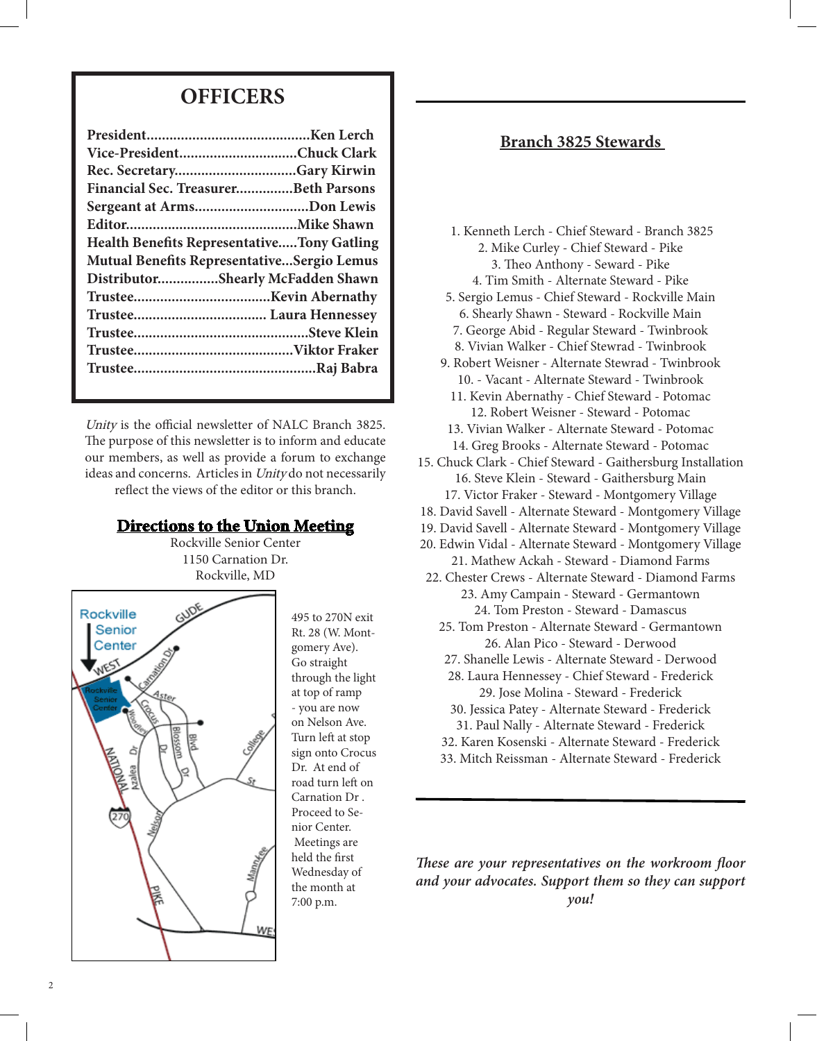## OFFICERS

**President...........................................Ken Lerch**
**Vice-President...............................Chuck Clark**
**Rec. Secretary................................Gary Kirwin**
**Financial Sec. Treasurer...............Beth Parsons**
**Sergeant at Arms.............................Don Lewis**
**Editor............................................Mike Shawn**
**Health Benefits Representative.....Tony Gatling**
**Mutual Benefits Representative...Sergio Lemus**
**Distributor................Shearly McFadden Shawn**
**Trustee....................................Kevin Abernathy**
**Trustee.................................. Laura Hennessey**
**Trustee.............................................Steve Klein**
**Trustee.........................................Viktor Fraker**
**Trustee...............................................Raj Babra**

*Unity* is the official newsletter of NALC Branch 3825. The purpose of this newsletter is to inform and educate our members, as well as provide a forum to exchange ideas and concerns. Articles in *Unity* do not necessarily reflect the views of the editor or this branch.

## Directions to the Union Meeting

Rockville Senior Center
1150 Carnation Dr.
Rockville, MD

495 to 270N exit Rt. 28 (W. Montgomery Ave). Go straight through the light at top of ramp - you are now on Nelson Ave. Turn left at stop sign onto Crocus Dr. At end of road turn left on Carnation Dr . Proceed to Senior Center.
Meetings are held the first Wednesday of the month at 7:00 p.m.

## Branch 3825 Stewards

1. Kenneth Lerch - Chief Steward - Branch 3825
2. Mike Curley - Chief Steward - Pike
3. Theo Anthony - Seward - Pike
4. Tim Smith - Alternate Steward - Pike
5. Sergio Lemus - Chief Steward - Rockville Main
6. Shearly Shawn - Steward - Rockville Main
7. George Abid - Regular Steward - Twinbrook
8. Vivian Walker - Chief Stewrad - Twinbrook
9. Robert Weisner - Alternate Stewrad - Twinbrook
10. - Vacant - Alternate Steward - Twinbrook
11. Kevin Abernathy - Chief Steward - Potomac
12. Robert Weisner - Steward - Potomac
13. Vivian Walker - Alternate Steward - Potomac
14. Greg Brooks - Alternate Steward - Potomac
15. Chuck Clark - Chief Steward - Gaithersburg Installation
16. Steve Klein - Steward - Gaithersburg Main
17. Victor Fraker - Steward - Montgomery Village
18. David Savell - Alternate Steward - Montgomery Village
19. David Savell - Alternate Steward - Montgomery Village
20. Edwin Vidal - Alternate Steward - Montgomery Village
21. Mathew Ackah - Steward - Diamond Farms
22. Chester Crews - Alternate Steward - Diamond Farms
23. Amy Campain - Steward - Germantown
24. Tom Preston - Steward - Damascus
25. Tom Preston - Alternate Steward - Germantown
26. Alan Pico - Steward - Derwood
27. Shanelle Lewis - Alternate Steward - Derwood
28. Laura Hennessey - Chief Steward - Frederick
29. Jose Molina - Steward - Frederick
30. Jessica Patey - Alternate Steward - Frederick
31. Paul Nally - Alternate Steward - Frederick
32. Karen Kosenski - Alternate Steward - Frederick
33. Mitch Reissman - Alternate Steward - Frederick

***These are your representatives on the workroom floor and your advocates. Support them so they can support you!***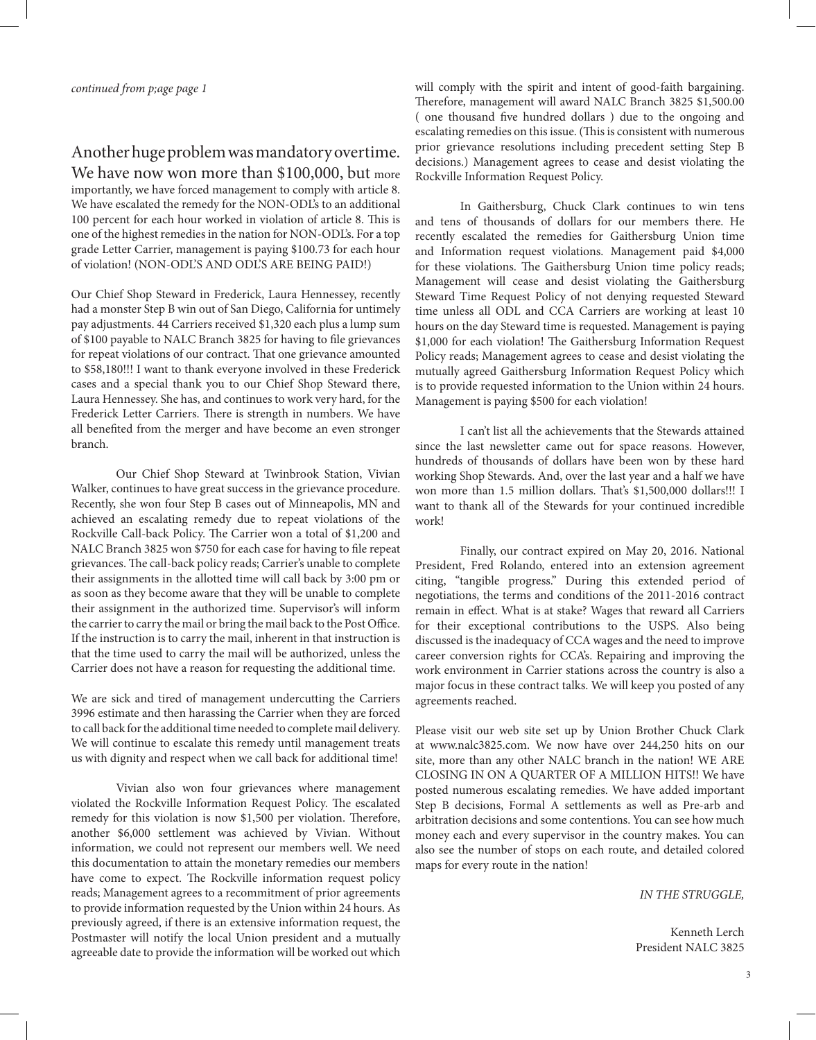*continued from p;age page 1*

Another huge problem was mandatory overtime. We have now won more than $100,000, but more importantly, we have forced management to comply with article 8. We have escalated the remedy for the NON-ODL's to an additional 100 percent for each hour worked in violation of article 8. This is one of the highest remedies in the nation for NON-ODL's. For a top grade Letter Carrier, management is paying $100.73 for each hour of violation! (NON-ODL'S AND ODL'S ARE BEING PAID!)

Our Chief Shop Steward in Frederick, Laura Hennessey, recently had a monster Step B win out of San Diego, California for untimely pay adjustments. 44 Carriers received $1,320 each plus a lump sum of $100 payable to NALC Branch 3825 for having to file grievances for repeat violations of our contract. That one grievance amounted to $58,180!!! I want to thank everyone involved in these Frederick cases and a special thank you to our Chief Shop Steward there, Laura Hennessey. She has, and continues to work very hard, for the Frederick Letter Carriers. There is strength in numbers. We have all benefited from the merger and have become an even stronger branch.

Our Chief Shop Steward at Twinbrook Station, Vivian Walker, continues to have great success in the grievance procedure. Recently, she won four Step B cases out of Minneapolis, MN and achieved an escalating remedy due to repeat violations of the Rockville Call-back Policy. The Carrier won a total of $1,200 and NALC Branch 3825 won $750 for each case for having to file repeat grievances. The call-back policy reads; Carrier's unable to complete their assignments in the allotted time will call back by 3:00 pm or as soon as they become aware that they will be unable to complete their assignment in the authorized time. Supervisor's will inform the carrier to carry the mail or bring the mail back to the Post Office. If the instruction is to carry the mail, inherent in that instruction is that the time used to carry the mail will be authorized, unless the Carrier does not have a reason for requesting the additional time.

We are sick and tired of management undercutting the Carriers 3996 estimate and then harassing the Carrier when they are forced to call back for the additional time needed to complete mail delivery. We will continue to escalate this remedy until management treats us with dignity and respect when we call back for additional time!

Vivian also won four grievances where management violated the Rockville Information Request Policy. The escalated remedy for this violation is now $1,500 per violation. Therefore, another $6,000 settlement was achieved by Vivian. Without information, we could not represent our members well. We need this documentation to attain the monetary remedies our members have come to expect. The Rockville information request policy reads; Management agrees to a recommitment of prior agreements to provide information requested by the Union within 24 hours. As previously agreed, if there is an extensive information request, the Postmaster will notify the local Union president and a mutually agreeable date to provide the information will be worked out which will comply with the spirit and intent of good-faith bargaining. Therefore, management will award NALC Branch 3825 $1,500.00 ( one thousand five hundred dollars ) due to the ongoing and escalating remedies on this issue. (This is consistent with numerous prior grievance resolutions including precedent setting Step B decisions.) Management agrees to cease and desist violating the Rockville Information Request Policy.

In Gaithersburg, Chuck Clark continues to win tens and tens of thousands of dollars for our members there. He recently escalated the remedies for Gaithersburg Union time and Information request violations. Management paid $4,000 for these violations. The Gaithersburg Union time policy reads; Management will cease and desist violating the Gaithersburg Steward Time Request Policy of not denying requested Steward time unless all ODL and CCA Carriers are working at least 10 hours on the day Steward time is requested. Management is paying $1,000 for each violation! The Gaithersburg Information Request Policy reads; Management agrees to cease and desist violating the mutually agreed Gaithersburg Information Request Policy which is to provide requested information to the Union within 24 hours. Management is paying $500 for each violation!

I can't list all the achievements that the Stewards attained since the last newsletter came out for space reasons. However, hundreds of thousands of dollars have been won by these hard working Shop Stewards. And, over the last year and a half we have won more than 1.5 million dollars. That's $1,500,000 dollars!!! I want to thank all of the Stewards for your continued incredible work!

Finally, our contract expired on May 20, 2016. National President, Fred Rolando, entered into an extension agreement citing, "tangible progress." During this extended period of negotiations, the terms and conditions of the 2011-2016 contract remain in effect. What is at stake? Wages that reward all Carriers for their exceptional contributions to the USPS. Also being discussed is the inadequacy of CCA wages and the need to improve career conversion rights for CCA's. Repairing and improving the work environment in Carrier stations across the country is also a major focus in these contract talks. We will keep you posted of any agreements reached.

Please visit our web site set up by Union Brother Chuck Clark at www.nalc3825.com. We now have over 244,250 hits on our site, more than any other NALC branch in the nation! WE ARE CLOSING IN ON A QUARTER OF A MILLION HITS!! We have posted numerous escalating remedies. We have added important Step B decisions, Formal A settlements as well as Pre-arb and arbitration decisions and some contentions. You can see how much money each and every supervisor in the country makes. You can also see the number of stops on each route, and detailed colored maps for every route in the nation!

*IN THE STRUGGLE,*

Kenneth Lerch
President NALC 3825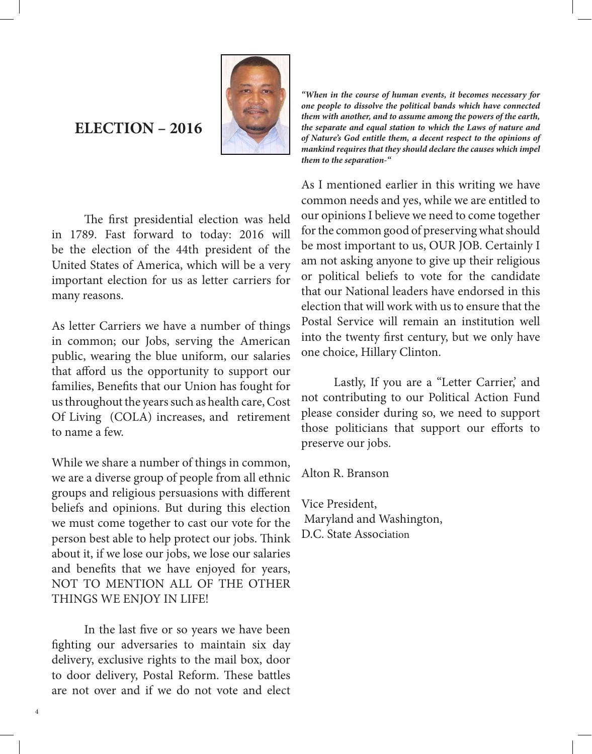## ELECTION – 2016

The first presidential election was held in 1789. Fast forward to today: 2016 will be the election of the 44th president of the United States of America, which will be a very important election for us as letter carriers for many reasons.

As letter Carriers we have a number of things in common; our Jobs, serving the American public, wearing the blue uniform, our salaries that afford us the opportunity to support our families, Benefits that our Union has fought for us throughout the years such as health care, Cost Of Living (COLA) increases, and retirement to name a few.

While we share a number of things in common, we are a diverse group of people from all ethnic groups and religious persuasions with different beliefs and opinions. But during this election we must come together to cast our vote for the person best able to help protect our jobs. Think about it, if we lose our jobs, we lose our salaries and benefits that we have enjoyed for years, NOT TO MENTION ALL OF THE OTHER THINGS WE ENJOY IN LIFE!

In the last five or so years we have been fighting our adversaries to maintain six day delivery, exclusive rights to the mail box, door to door delivery, Postal Reform. These battles are not over and if we do not vote and elect

***"When in the course of human events, it becomes necessary for one people to dissolve the political bands which have connected them with another, and to assume among the powers of the earth, the separate and equal station to which the Laws of nature and of Nature's God entitle them, a decent respect to the opinions of mankind requires that they should declare the causes which impel them to the separation-"***

As I mentioned earlier in this writing we have common needs and yes, while we are entitled to our opinions I believe we need to come together for the common good of preserving what should be most important to us, OUR JOB. Certainly I am not asking anyone to give up their religious or political beliefs to vote for the candidate that our National leaders have endorsed in this election that will work with us to ensure that the Postal Service will remain an institution well into the twenty first century, but we only have one choice, Hillary Clinton.

Lastly, If you are a "Letter Carrier,' and not contributing to our Political Action Fund please consider during so, we need to support those politicians that support our efforts to preserve our jobs.

Alton R. Branson

Vice President,
Maryland and Washington,
D.C. State Association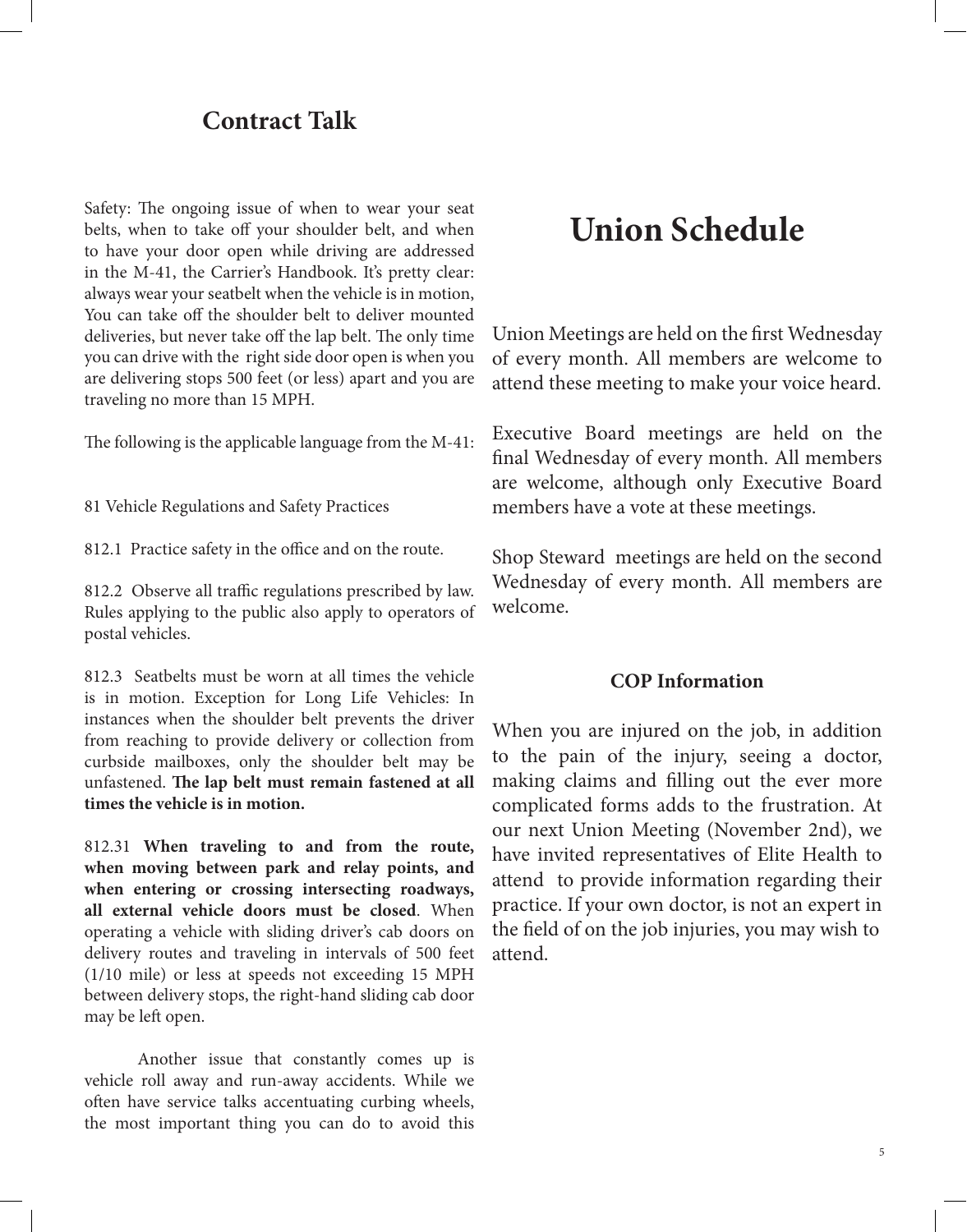## Contract Talk

Safety: The ongoing issue of when to wear your seat belts, when to take off your shoulder belt, and when to have your door open while driving are addressed in the M-41, the Carrier's Handbook. It's pretty clear: always wear your seatbelt when the vehicle is in motion, You can take off the shoulder belt to deliver mounted deliveries, but never take off the lap belt. The only time you can drive with the right side door open is when you are delivering stops 500 feet (or less) apart and you are traveling no more than 15 MPH.

The following is the applicable language from the M-41:

81 Vehicle Regulations and Safety Practices

812.1 Practice safety in the office and on the route.

812.2 Observe all traffic regulations prescribed by law. Rules applying to the public also apply to operators of postal vehicles.

812.3 Seatbelts must be worn at all times the vehicle is in motion. Exception for Long Life Vehicles: In instances when the shoulder belt prevents the driver from reaching to provide delivery or collection from curbside mailboxes, only the shoulder belt may be unfastened. **The lap belt must remain fastened at all times the vehicle is in motion.**

812.31 **When traveling to and from the route, when moving between park and relay points, and when entering or crossing intersecting roadways, all external vehicle doors must be closed**. When operating a vehicle with sliding driver's cab doors on delivery routes and traveling in intervals of 500 feet (1/10 mile) or less at speeds not exceeding 15 MPH between delivery stops, the right-hand sliding cab door may be left open.

Another issue that constantly comes up is vehicle roll away and run-away accidents. While we often have service talks accentuating curbing wheels, the most important thing you can do to avoid this

# Union Schedule

Union Meetings are held on the first Wednesday of every month. All members are welcome to attend these meeting to make your voice heard.

Executive Board meetings are held on the final Wednesday of every month. All members are welcome, although only Executive Board members have a vote at these meetings.

Shop Steward meetings are held on the second Wednesday of every month. All members are welcome.

### COP Information

When you are injured on the job, in addition to the pain of the injury, seeing a doctor, making claims and filling out the ever more complicated forms adds to the frustration. At our next Union Meeting (November 2nd), we have invited representatives of Elite Health to attend to provide information regarding their practice. If your own doctor, is not an expert in the field of on the job injuries, you may wish to attend.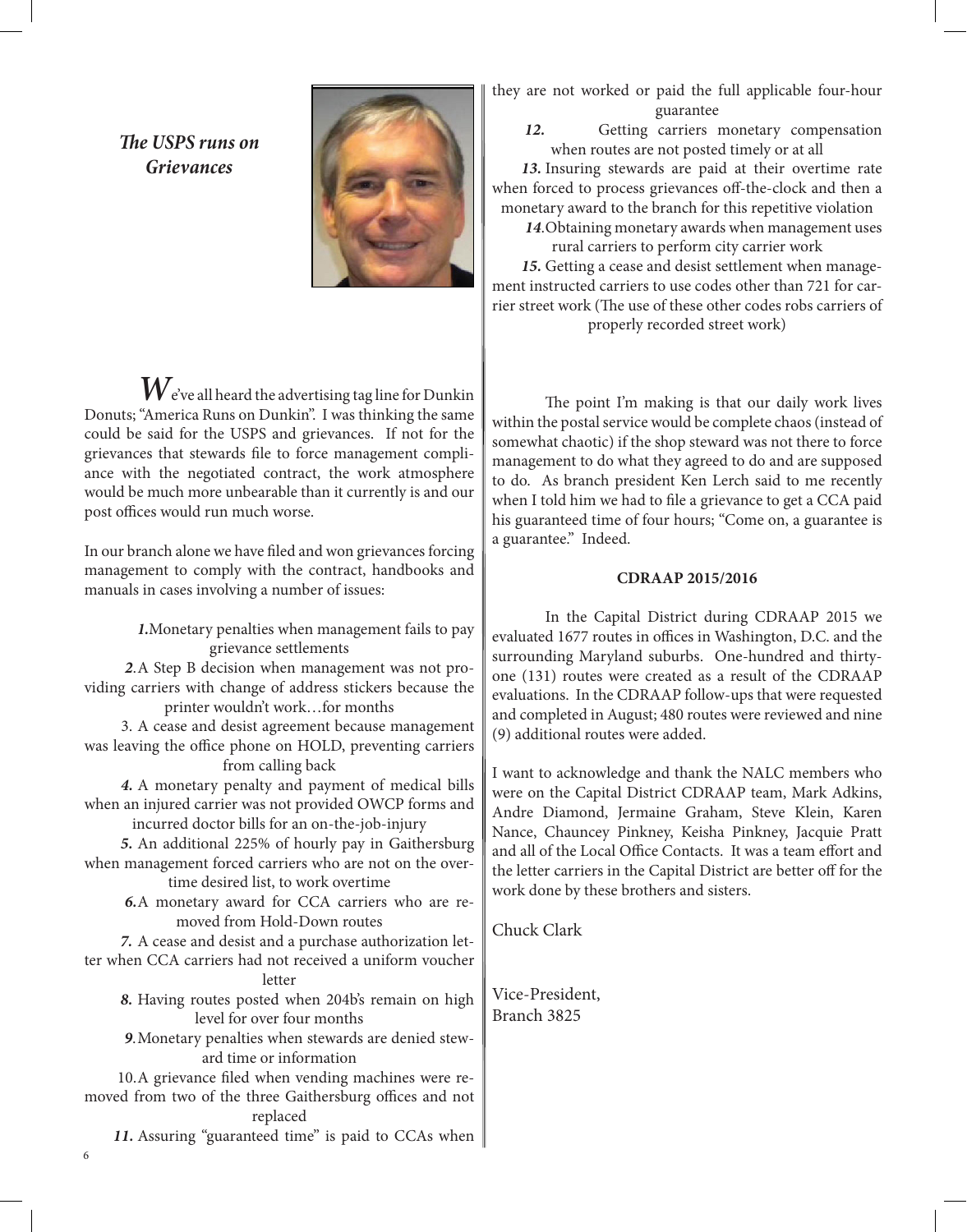***The USPS runs on Grievances***

We've all heard the advertising tag line for Dunkin Donuts; "America Runs on Dunkin". I was thinking the same could be said for the USPS and grievances. If not for the grievances that stewards file to force management compliance with the negotiated contract, the work atmosphere would be much more unbearable than it currently is and our post offices would run much worse.

In our branch alone we have filed and won grievances forcing management to comply with the contract, handbooks and manuals in cases involving a number of issues:

***1.*** Monetary penalties when management fails to pay grievance settlements

***2.*** A Step B decision when management was not providing carriers with change of address stickers because the printer wouldn't work…for months

3. A cease and desist agreement because management was leaving the office phone on HOLD, preventing carriers from calling back

***4.*** A monetary penalty and payment of medical bills when an injured carrier was not provided OWCP forms and incurred doctor bills for an on-the-job-injury

***5.*** An additional 225% of hourly pay in Gaithersburg when management forced carriers who are not on the overtime desired list, to work overtime

***6.*** A monetary award for CCA carriers who are removed from Hold-Down routes

***7.*** A cease and desist and a purchase authorization letter when CCA carriers had not received a uniform voucher letter

***8.*** Having routes posted when 204b's remain on high level for over four months

***9.*** Monetary penalties when stewards are denied steward time or information

10. A grievance filed when vending machines were removed from two of the three Gaithersburg offices and not replaced

***11.*** Assuring "guaranteed time" is paid to CCAs when they are not worked or paid the full applicable four-hour guarantee

***12.*** Getting carriers monetary compensation when routes are not posted timely or at all

***13.*** Insuring stewards are paid at their overtime rate when forced to process grievances off-the-clock and then a monetary award to the branch for this repetitive violation

***14.*** Obtaining monetary awards when management uses rural carriers to perform city carrier work

***15.*** Getting a cease and desist settlement when management instructed carriers to use codes other than 721 for carrier street work (The use of these other codes robs carriers of properly recorded street work)

The point I'm making is that our daily work lives within the postal service would be complete chaos (instead of somewhat chaotic) if the shop steward was not there to force management to do what they agreed to do and are supposed to do. As branch president Ken Lerch said to me recently when I told him we had to file a grievance to get a CCA paid his guaranteed time of four hours; "Come on, a guarantee is a guarantee." Indeed.

**CDRAAP 2015/2016**

In the Capital District during CDRAAP 2015 we evaluated 1677 routes in offices in Washington, D.C. and the surrounding Maryland suburbs. One-hundred and thirty-one (131) routes were created as a result of the CDRAAP evaluations. In the CDRAAP follow-ups that were requested and completed in August; 480 routes were reviewed and nine (9) additional routes were added.

I want to acknowledge and thank the NALC members who were on the Capital District CDRAAP team, Mark Adkins, Andre Diamond, Jermaine Graham, Steve Klein, Karen Nance, Chauncey Pinkney, Keisha Pinkney, Jacquie Pratt and all of the Local Office Contacts. It was a team effort and the letter carriers in the Capital District are better off for the work done by these brothers and sisters.

Chuck Clark

Vice-President,
Branch 3825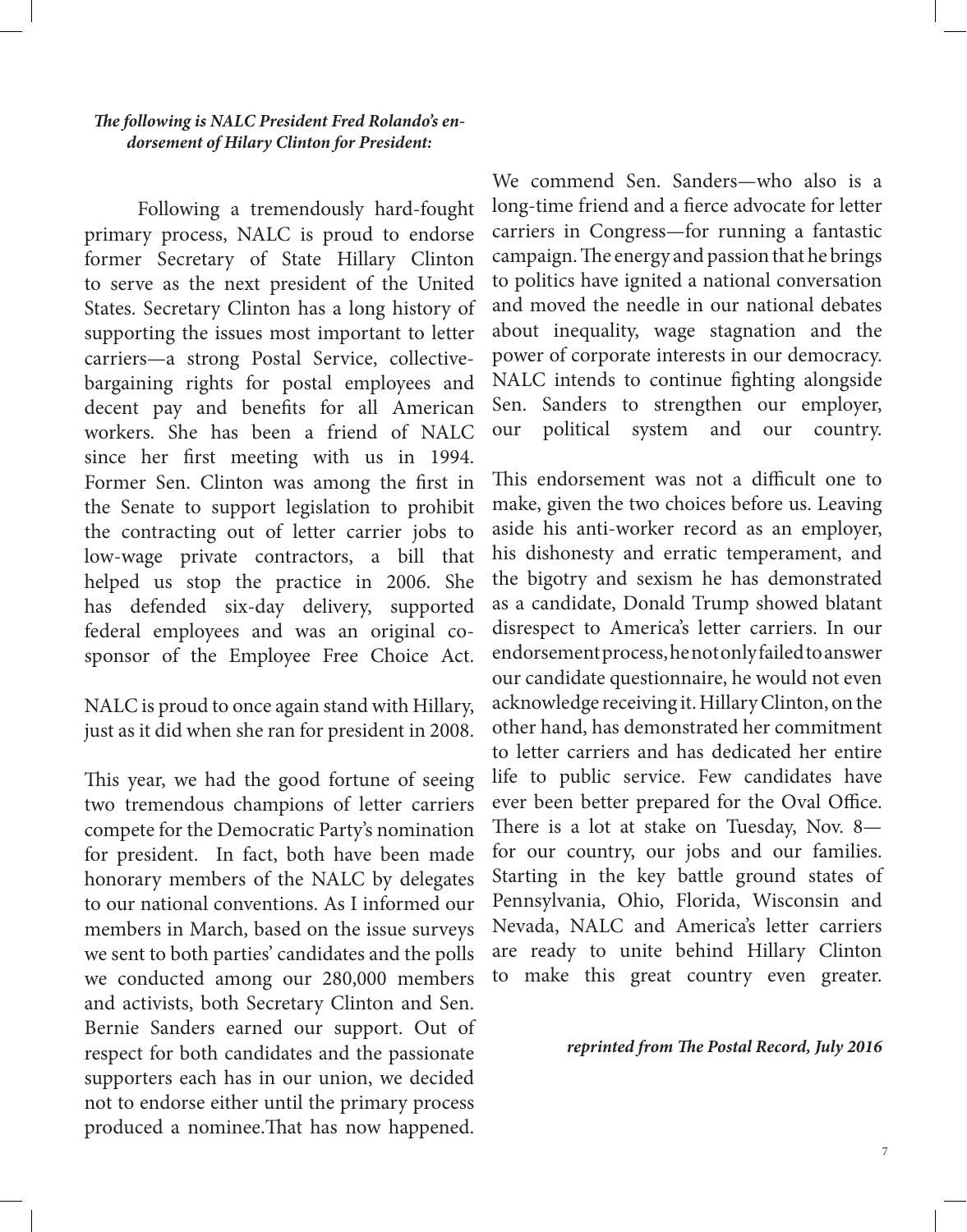***The following is NALC President Fred Rolando's endorsement of Hilary Clinton for President:***

Following a tremendously hard-fought primary process, NALC is proud to endorse former Secretary of State Hillary Clinton to serve as the next president of the United States. Secretary Clinton has a long history of supporting the issues most important to letter carriers—a strong Postal Service, collective-bargaining rights for postal employees and decent pay and benefits for all American workers. She has been a friend of NALC since her first meeting with us in 1994. Former Sen. Clinton was among the first in the Senate to support legislation to prohibit the contracting out of letter carrier jobs to low-wage private contractors, a bill that helped us stop the practice in 2006. She has defended six-day delivery, supported federal employees and was an original co-sponsor of the Employee Free Choice Act.

NALC is proud to once again stand with Hillary, just as it did when she ran for president in 2008.

This year, we had the good fortune of seeing two tremendous champions of letter carriers compete for the Democratic Party's nomination for president. In fact, both have been made honorary members of the NALC by delegates to our national conventions. As I informed our members in March, based on the issue surveys we sent to both parties' candidates and the polls we conducted among our 280,000 members and activists, both Secretary Clinton and Sen. Bernie Sanders earned our support. Out of respect for both candidates and the passionate supporters each has in our union, we decided not to endorse either until the primary process produced a nominee.That has now happened.

We commend Sen. Sanders—who also is a long-time friend and a fierce advocate for letter carriers in Congress—for running a fantastic campaign. The energy and passion that he brings to politics have ignited a national conversation and moved the needle in our national debates about inequality, wage stagnation and the power of corporate interests in our democracy. NALC intends to continue fighting alongside Sen. Sanders to strengthen our employer, our political system and our country.

This endorsement was not a difficult one to make, given the two choices before us. Leaving aside his anti-worker record as an employer, his dishonesty and erratic temperament, and the bigotry and sexism he has demonstrated as a candidate, Donald Trump showed blatant disrespect to America's letter carriers. In our endorsement process, he not only failed to answer our candidate questionnaire, he would not even acknowledge receiving it. Hillary Clinton, on the other hand, has demonstrated her commitment to letter carriers and has dedicated her entire life to public service. Few candidates have ever been better prepared for the Oval Office. There is a lot at stake on Tuesday, Nov. 8—for our country, our jobs and our families. Starting in the key battle ground states of Pennsylvania, Ohio, Florida, Wisconsin and Nevada, NALC and America's letter carriers are ready to unite behind Hillary Clinton to make this great country even greater.

***reprinted from The Postal Record, July 2016***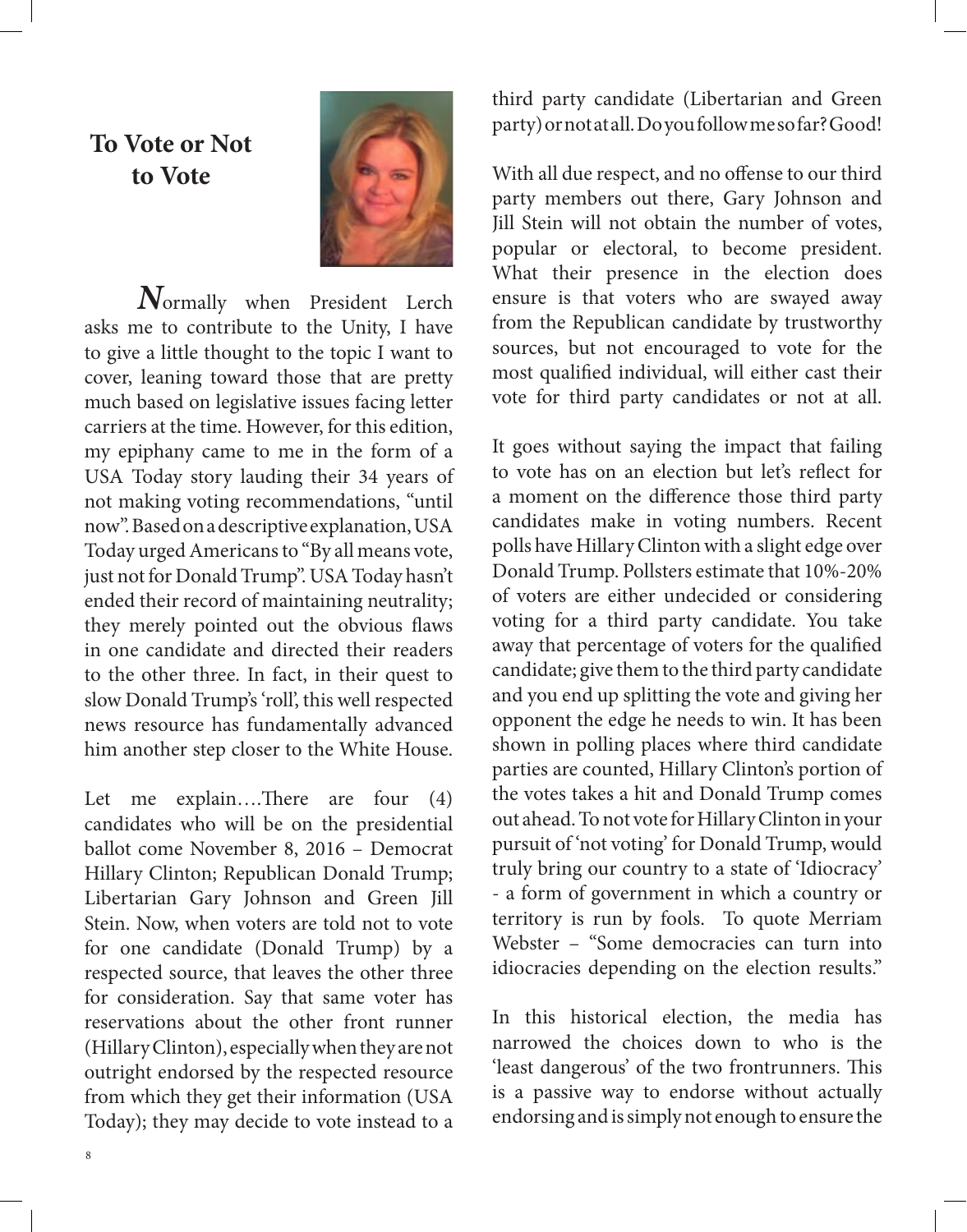# To Vote or Not to Vote

**N**ormally when President Lerch asks me to contribute to the Unity, I have to give a little thought to the topic I want to cover, leaning toward those that are pretty much based on legislative issues facing letter carriers at the time. However, for this edition, my epiphany came to me in the form of a USA Today story lauding their 34 years of not making voting recommendations, "until now". Based on a descriptive explanation, USA Today urged Americans to "By all means vote, just not for Donald Trump". USA Today hasn't ended their record of maintaining neutrality; they merely pointed out the obvious flaws in one candidate and directed their readers to the other three. In fact, in their quest to slow Donald Trump's 'roll', this well respected news resource has fundamentally advanced him another step closer to the White House.

Let me explain….There are four (4) candidates who will be on the presidential ballot come November 8, 2016 – Democrat Hillary Clinton; Republican Donald Trump; Libertarian Gary Johnson and Green Jill Stein. Now, when voters are told not to vote for one candidate (Donald Trump) by a respected source, that leaves the other three for consideration. Say that same voter has reservations about the other front runner (Hillary Clinton), especially when they are not outright endorsed by the respected resource from which they get their information (USA Today); they may decide to vote instead to a third party candidate (Libertarian and Green party) or not at all. Do you follow me so far? Good!

With all due respect, and no offense to our third party members out there, Gary Johnson and Jill Stein will not obtain the number of votes, popular or electoral, to become president. What their presence in the election does ensure is that voters who are swayed away from the Republican candidate by trustworthy sources, but not encouraged to vote for the most qualified individual, will either cast their vote for third party candidates or not at all.

It goes without saying the impact that failing to vote has on an election but let's reflect for a moment on the difference those third party candidates make in voting numbers. Recent polls have Hillary Clinton with a slight edge over Donald Trump. Pollsters estimate that 10%-20% of voters are either undecided or considering voting for a third party candidate. You take away that percentage of voters for the qualified candidate; give them to the third party candidate and you end up splitting the vote and giving her opponent the edge he needs to win. It has been shown in polling places where third candidate parties are counted, Hillary Clinton's portion of the votes takes a hit and Donald Trump comes out ahead. To not vote for Hillary Clinton in your pursuit of 'not voting' for Donald Trump, would truly bring our country to a state of 'Idiocracy' - a form of government in which a country or territory is run by fools. To quote Merriam Webster – "Some democracies can turn into idiocracies depending on the election results."

In this historical election, the media has narrowed the choices down to who is the 'least dangerous' of the two frontrunners. This is a passive way to endorse without actually endorsing and is simply not enough to ensure the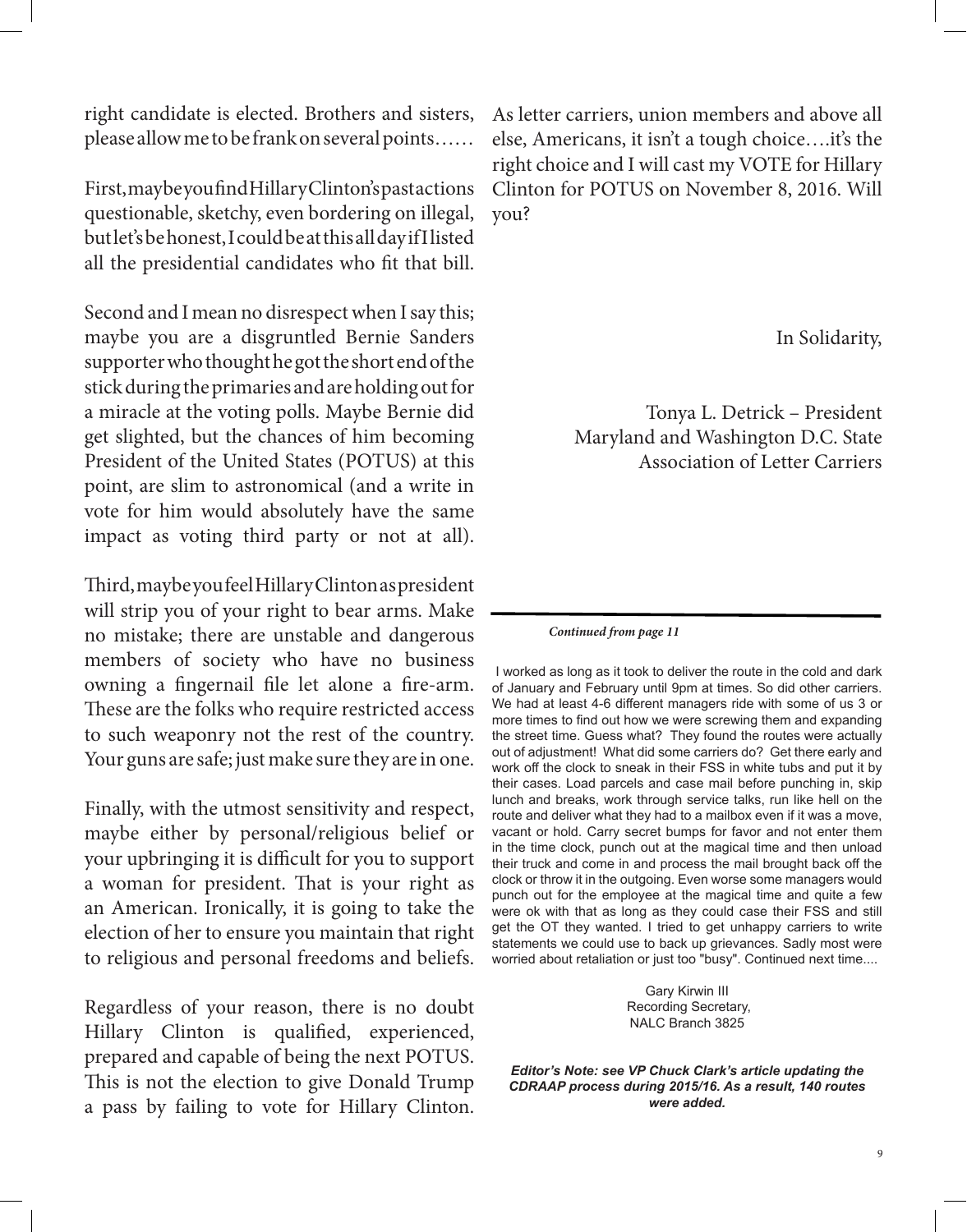right candidate is elected. Brothers and sisters, please allow me to be frank on several points……

First, maybe you find Hillary Clinton's past actions questionable, sketchy, even bordering on illegal, but let's be honest, I could be at this all day if I listed all the presidential candidates who fit that bill.

Second and I mean no disrespect when I say this; maybe you are a disgruntled Bernie Sanders supporter who thought he got the short end of the stick during the primaries and are holding out for a miracle at the voting polls. Maybe Bernie did get slighted, but the chances of him becoming President of the United States (POTUS) at this point, are slim to astronomical (and a write in vote for him would absolutely have the same impact as voting third party or not at all).

Third, maybe you feel Hillary Clinton as president will strip you of your right to bear arms. Make no mistake; there are unstable and dangerous members of society who have no business owning a fingernail file let alone a fire-arm. These are the folks who require restricted access to such weaponry not the rest of the country. Your guns are safe; just make sure they are in one.

Finally, with the utmost sensitivity and respect, maybe either by personal/religious belief or your upbringing it is difficult for you to support a woman for president. That is your right as an American. Ironically, it is going to take the election of her to ensure you maintain that right to religious and personal freedoms and beliefs.

Regardless of your reason, there is no doubt Hillary Clinton is qualified, experienced, prepared and capable of being the next POTUS. This is not the election to give Donald Trump a pass by failing to vote for Hillary Clinton. As letter carriers, union members and above all else, Americans, it isn't a tough choice….it's the right choice and I will cast my VOTE for Hillary Clinton for POTUS on November 8, 2016. Will you?

In Solidarity,

Tonya L. Detrick – President
Maryland and Washington D.C. State
Association of Letter Carriers

---

***Continued from page 11***

I worked as long as it took to deliver the route in the cold and dark of January and February until 9pm at times. So did other carriers. We had at least 4-6 different managers ride with some of us 3 or more times to find out how we were screwing them and expanding the street time. Guess what? They found the routes were actually out of adjustment! What did some carriers do? Get there early and work off the clock to sneak in their FSS in white tubs and put it by their cases. Load parcels and case mail before punching in, skip lunch and breaks, work through service talks, run like hell on the route and deliver what they had to a mailbox even if it was a move, vacant or hold. Carry secret bumps for favor and not enter them in the time clock, punch out at the magical time and then unload their truck and come in and process the mail brought back off the clock or throw it in the outgoing. Even worse some managers would punch out for the employee at the magical time and quite a few were ok with that as long as they could case their FSS and still get the OT they wanted. I tried to get unhappy carriers to write statements we could use to back up grievances. Sadly most were worried about retaliation or just too "busy". Continued next time....

Gary Kirwin III
Recording Secretary,
NALC Branch 3825

***Editor's Note: see VP Chuck Clark's article updating the CDRAAP process during 2015/16. As a result, 140 routes were added.***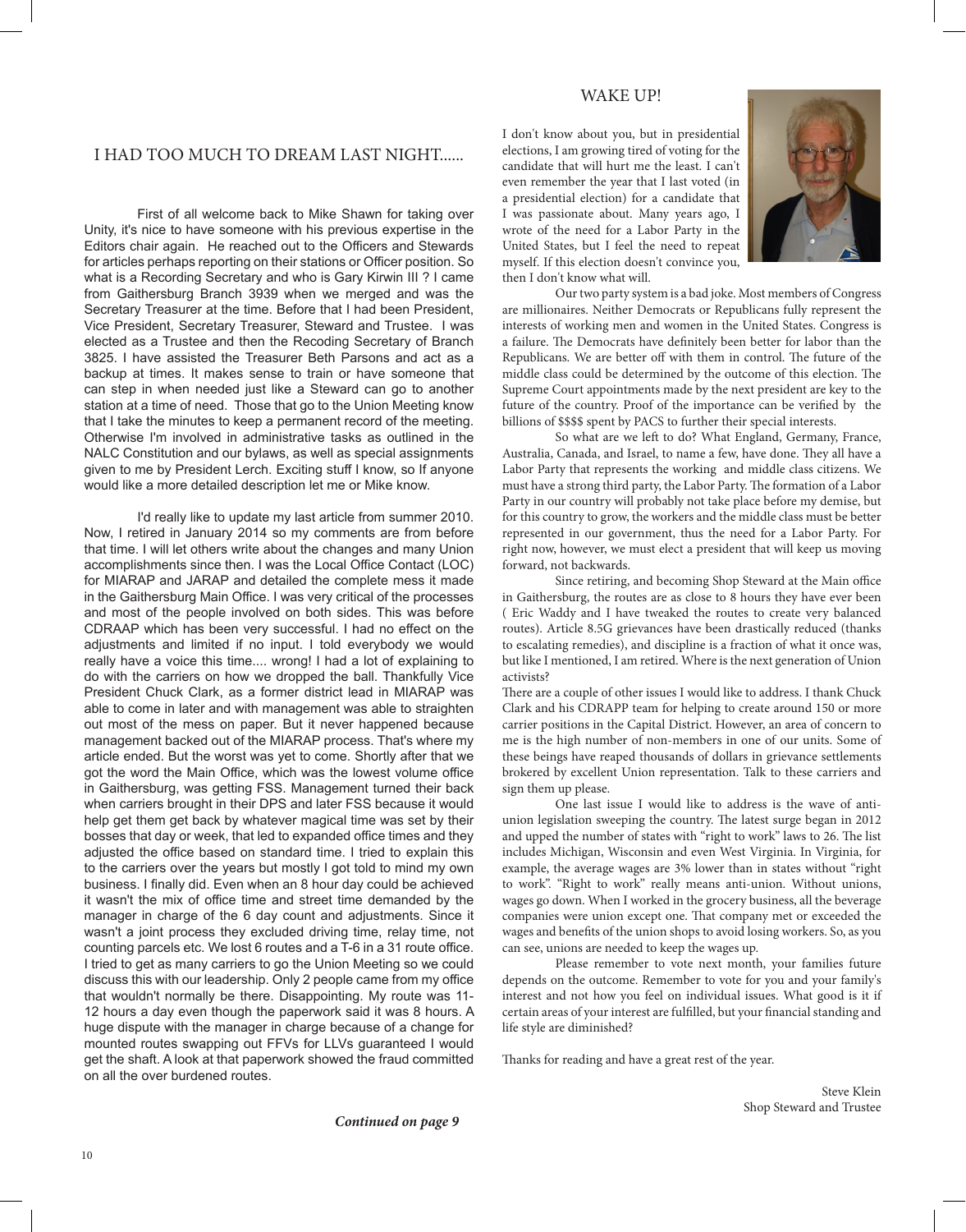## I HAD TOO MUCH TO DREAM LAST NIGHT......

First of all welcome back to Mike Shawn for taking over Unity, it's nice to have someone with his previous expertise in the Editors chair again. He reached out to the Officers and Stewards for articles perhaps reporting on their stations or Officer position. So what is a Recording Secretary and who is Gary Kirwin III ? I came from Gaithersburg Branch 3939 when we merged and was the Secretary Treasurer at the time. Before that I had been President, Vice President, Secretary Treasurer, Steward and Trustee. I was elected as a Trustee and then the Recoding Secretary of Branch 3825. I have assisted the Treasurer Beth Parsons and act as a backup at times. It makes sense to train or have someone that can step in when needed just like a Steward can go to another station at a time of need. Those that go to the Union Meeting know that I take the minutes to keep a permanent record of the meeting. Otherwise I'm involved in administrative tasks as outlined in the NALC Constitution and our bylaws, as well as special assignments given to me by President Lerch. Exciting stuff I know, so If anyone would like a more detailed description let me or Mike know.

I'd really like to update my last article from summer 2010. Now, I retired in January 2014 so my comments are from before that time. I will let others write about the changes and many Union accomplishments since then. I was the Local Office Contact (LOC) for MIARAP and JARAP and detailed the complete mess it made in the Gaithersburg Main Office. I was very critical of the processes and most of the people involved on both sides. This was before CDRAAP which has been very successful. I had no effect on the adjustments and limited if no input. I told everybody we would really have a voice this time.... wrong! I had a lot of explaining to do with the carriers on how we dropped the ball. Thankfully Vice President Chuck Clark, as a former district lead in MIARAP was able to come in later and with management was able to straighten out most of the mess on paper. But it never happened because management backed out of the MIARAP process. That's where my article ended. But the worst was yet to come. Shortly after that we got the word the Main Office, which was the lowest volume office in Gaithersburg, was getting FSS. Management turned their back when carriers brought in their DPS and later FSS because it would help get them get back by whatever magical time was set by their bosses that day or week, that led to expanded office times and they adjusted the office based on standard time. I tried to explain this to the carriers over the years but mostly I got told to mind my own business. I finally did. Even when an 8 hour day could be achieved it wasn't the mix of office time and street time demanded by the manager in charge of the 6 day count and adjustments. Since it wasn't a joint process they excluded driving time, relay time, not counting parcels etc. We lost 6 routes and a T-6 in a 31 route office. I tried to get as many carriers to go the Union Meeting so we could discuss this with our leadership. Only 2 people came from my office that wouldn't normally be there. Disappointing. My route was 11-12 hours a day even though the paperwork said it was 8 hours. A huge dispute with the manager in charge because of a change for mounted routes swapping out FFVs for LLVs guaranteed I would get the shaft. A look at that paperwork showed the fraud committed on all the over burdened routes.

***Continued on page 9***

## WAKE UP!

I don't know about you, but in presidential elections, I am growing tired of voting for the candidate that will hurt me the least. I can't even remember the year that I last voted (in a presidential election) for a candidate that I was passionate about. Many years ago, I wrote of the need for a Labor Party in the United States, but I feel the need to repeat myself. If this election doesn't convince you, then I don't know what will.

Our two party system is a bad joke. Most members of Congress are millionaires. Neither Democrats or Republicans fully represent the interests of working men and women in the United States. Congress is a failure. The Democrats have definitely been better for labor than the Republicans. We are better off with them in control. The future of the middle class could be determined by the outcome of this election. The Supreme Court appointments made by the next president are key to the future of the country. Proof of the importance can be verified by the billions of $$$$ spent by PACS to further their special interests.

So what are we left to do? What England, Germany, France, Australia, Canada, and Israel, to name a few, have done. They all have a Labor Party that represents the working and middle class citizens. We must have a strong third party, the Labor Party. The formation of a Labor Party in our country will probably not take place before my demise, but for this country to grow, the workers and the middle class must be better represented in our government, thus the need for a Labor Party. For right now, however, we must elect a president that will keep us moving forward, not backwards.

Since retiring, and becoming Shop Steward at the Main office in Gaithersburg, the routes are as close to 8 hours they have ever been ( Eric Waddy and I have tweaked the routes to create very balanced routes). Article 8.5G grievances have been drastically reduced (thanks to escalating remedies), and discipline is a fraction of what it once was, but like I mentioned, I am retired. Where is the next generation of Union activists?

There are a couple of other issues I would like to address. I thank Chuck Clark and his CDRAPP team for helping to create around 150 or more carrier positions in the Capital District. However, an area of concern to me is the high number of non-members in one of our units. Some of these beings have reaped thousands of dollars in grievance settlements brokered by excellent Union representation. Talk to these carriers and sign them up please.

One last issue I would like to address is the wave of anti-union legislation sweeping the country. The latest surge began in 2012 and upped the number of states with "right to work" laws to 26. The list includes Michigan, Wisconsin and even West Virginia. In Virginia, for example, the average wages are 3% lower than in states without "right to work". "Right to work" really means anti-union. Without unions, wages go down. When I worked in the grocery business, all the beverage companies were union except one. That company met or exceeded the wages and benefits of the union shops to avoid losing workers. So, as you can see, unions are needed to keep the wages up.

Please remember to vote next month, your families future depends on the outcome. Remember to vote for you and your family's interest and not how you feel on individual issues. What good is it if certain areas of your interest are fulfilled, but your financial standing and life style are diminished?

Thanks for reading and have a great rest of the year.

Steve Klein
Shop Steward and Trustee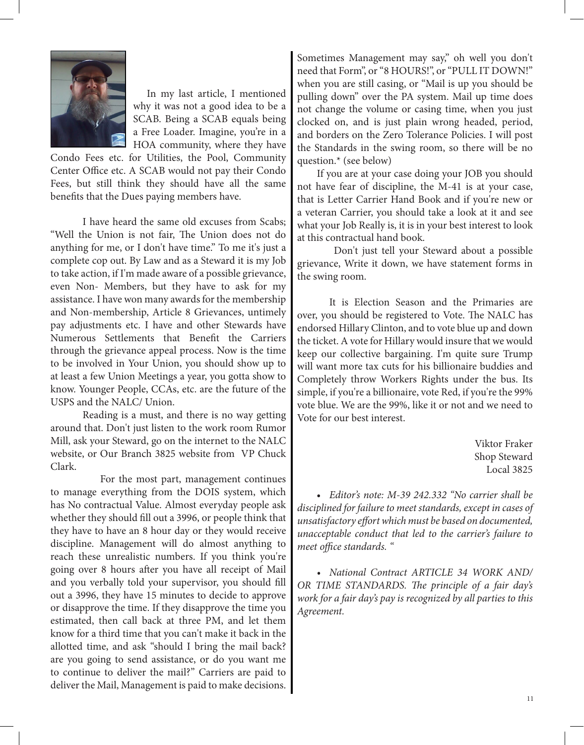In my last article, I mentioned why it was not a good idea to be a SCAB. Being a SCAB equals being a Free Loader. Imagine, you're in a HOA community, where they have Condo Fees etc. for Utilities, the Pool, Community Center Office etc. A SCAB would not pay their Condo Fees, but still think they should have all the same benefits that the Dues paying members have.

I have heard the same old excuses from Scabs; "Well the Union is not fair, The Union does not do anything for me, or I don't have time." To me it's just a complete cop out. By Law and as a Steward it is my Job to take action, if I'm made aware of a possible grievance, even Non- Members, but they have to ask for my assistance. I have won many awards for the membership and Non-membership, Article 8 Grievances, untimely pay adjustments etc. I have and other Stewards have Numerous Settlements that Benefit the Carriers through the grievance appeal process. Now is the time to be involved in Your Union, you should show up to at least a few Union Meetings a year, you gotta show to know. Younger People, CCAs, etc. are the future of the USPS and the NALC/ Union.

Reading is a must, and there is no way getting around that. Don't just listen to the work room Rumor Mill, ask your Steward, go on the internet to the NALC website, or Our Branch 3825 website from VP Chuck Clark.

For the most part, management continues to manage everything from the DOIS system, which has No contractual Value. Almost everyday people ask whether they should fill out a 3996, or people think that they have to have an 8 hour day or they would receive discipline. Management will do almost anything to reach these unrealistic numbers. If you think you're going over 8 hours after you have all receipt of Mail and you verbally told your supervisor, you should fill out a 3996, they have 15 minutes to decide to approve or disapprove the time. If they disapprove the time you estimated, then call back at three PM, and let them know for a third time that you can't make it back in the allotted time, and ask "should I bring the mail back? are you going to send assistance, or do you want me to continue to deliver the mail?" Carriers are paid to deliver the Mail, Management is paid to make decisions.

Sometimes Management may say," oh well you don't need that Form", or "8 HOURS!", or "PULL IT DOWN!" when you are still casing, or "Mail is up you should be pulling down" over the PA system. Mail up time does not change the volume or casing time, when you just clocked on, and is just plain wrong headed, period, and borders on the Zero Tolerance Policies. I will post the Standards in the swing room, so there will be no question.* (see below)

If you are at your case doing your JOB you should not have fear of discipline, the M-41 is at your case, that is Letter Carrier Hand Book and if you're new or a veteran Carrier, you should take a look at it and see what your Job Really is, it is in your best interest to look at this contractual hand book.

Don't just tell your Steward about a possible grievance, Write it down, we have statement forms in the swing room.

It is Election Season and the Primaries are over, you should be registered to Vote. The NALC has endorsed Hillary Clinton, and to vote blue up and down the ticket. A vote for Hillary would insure that we would keep our collective bargaining. I'm quite sure Trump will want more tax cuts for his billionaire buddies and Completely throw Workers Rights under the bus. Its simple, if you're a billionaire, vote Red, if you're the 99% vote blue. We are the 99%, like it or not and we need to Vote for our best interest.

Viktor Fraker
Shop Steward
Local 3825

- *Editor's note: M-39 242.332 "No carrier shall be disciplined for failure to meet standards, except in cases of unsatisfactory effort which must be based on documented, unacceptable conduct that led to the carrier's failure to meet office standards. "*

- *National Contract ARTICLE 34 WORK AND/ OR TIME STANDARDS. The principle of a fair day's work for a fair day's pay is recognized by all parties to this Agreement.*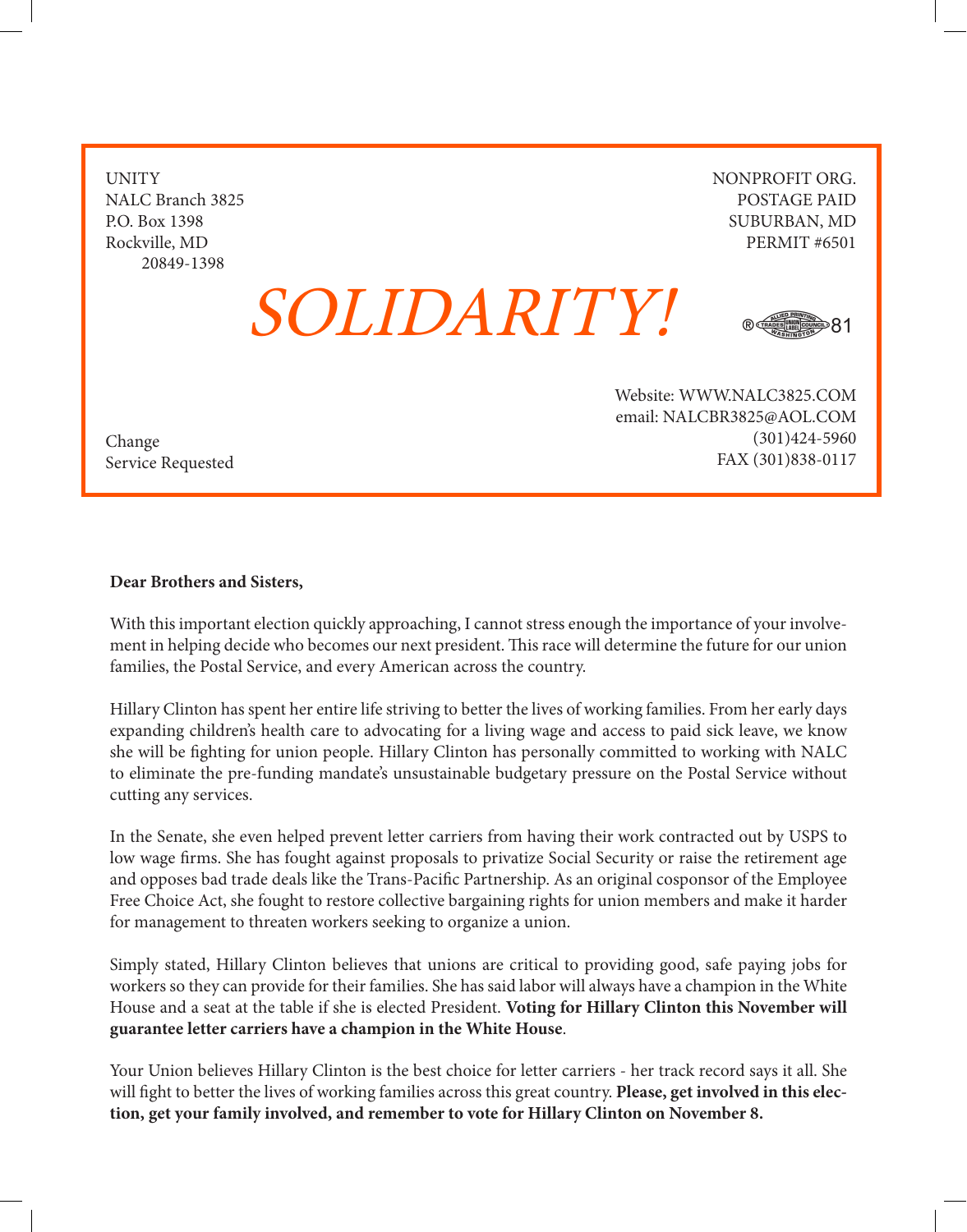UNITY
NALC Branch 3825
P.O. Box 1398
Rockville, MD
20849-1398

NONPROFIT ORG.
POSTAGE PAID
SUBURBAN, MD
PERMIT #6501

# *SOLIDARITY!*

® ALLIED PRINTING TRADES UNION LABEL COUNCIL WASHINGTON 81

Website: WWW.NALC3825.COM
email: NALCBR3825@AOL.COM
(301)424-5960
FAX (301)838-0117

Change
Service Requested

**Dear Brothers and Sisters,**

With this important election quickly approaching, I cannot stress enough the importance of your involvement in helping decide who becomes our next president. This race will determine the future for our union families, the Postal Service, and every American across the country.

Hillary Clinton has spent her entire life striving to better the lives of working families. From her early days expanding children's health care to advocating for a living wage and access to paid sick leave, we know she will be fighting for union people. Hillary Clinton has personally committed to working with NALC to eliminate the pre-funding mandate's unsustainable budgetary pressure on the Postal Service without cutting any services.

In the Senate, she even helped prevent letter carriers from having their work contracted out by USPS to low wage firms. She has fought against proposals to privatize Social Security or raise the retirement age and opposes bad trade deals like the Trans-Pacific Partnership. As an original cosponsor of the Employee Free Choice Act, she fought to restore collective bargaining rights for union members and make it harder for management to threaten workers seeking to organize a union.

Simply stated, Hillary Clinton believes that unions are critical to providing good, safe paying jobs for workers so they can provide for their families. She has said labor will always have a champion in the White House and a seat at the table if she is elected President. **Voting for Hillary Clinton this November will guarantee letter carriers have a champion in the White House**.

Your Union believes Hillary Clinton is the best choice for letter carriers - her track record says it all. She will fight to better the lives of working families across this great country. **Please, get involved in this election, get your family involved, and remember to vote for Hillary Clinton on November 8.**